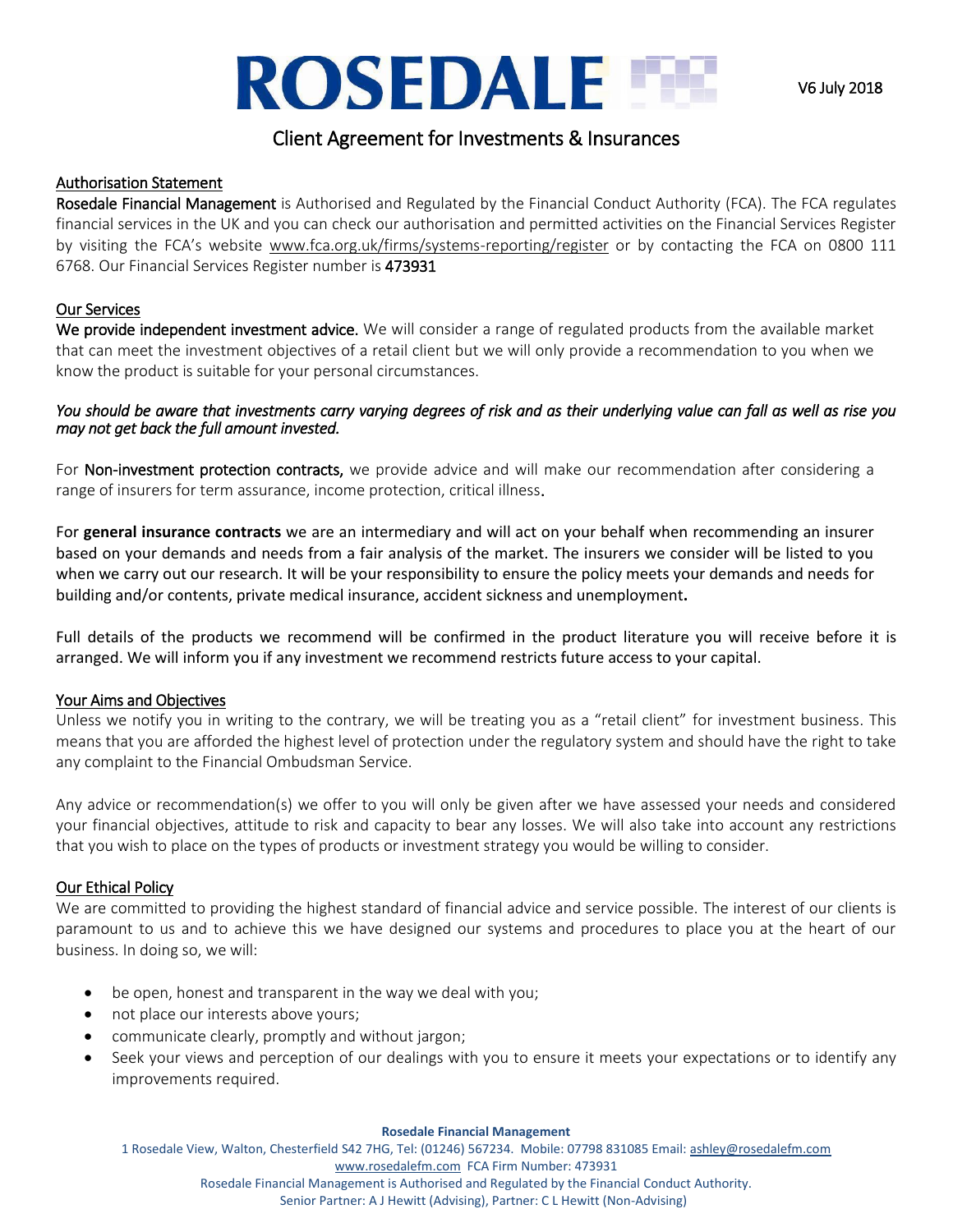# ROSEDALE

V6 July 2018

## Client Agreement for Investments & Insurances

### Authorisation Statement

**Rosedale Financial Management** is Authorised and Regulated by the Financial Conduct Authority (FCA). The FCA regulates financial services in the UK and you can check our authorisation and permitted activities on the Financial Services Register by visiting the FCA's website www.fca.org.uk/firms/systems-reporting/register or by contacting the FCA on 0800 111 6768. Our Financial Services Register number is **473931**

### Our Services

**We provide independent investment advice.** We will consider a range of regulated products from the available market that can meet the investment objectives of a retail client but we will only provide a recommendation to you when we know the product is suitable for your personal circumstances.

*You should be aware that investments carry varying degrees of risk and as their underlying value can fall as well as rise you may not get back the full amount invested.*

For **Non-investment protection contracts,** we provide advice and will make our recommendation after considering a range of insurers for term assurance, income protection, critical illness.

For **general insurance contracts** we are an intermediary and will act on your behalf when recommending an insurer based on your demands and needs from a fair analysis of the market. The insurers we consider will be listed to you when we carry out our research. It will be your responsibility to ensure the policy meets your demands and needs for building and/or contents, private medical insurance, accident sickness and unemployment.

Full details of the products we recommend will be confirmed in the product literature you will receive before it is arranged. We will inform you if any investment we recommend restricts future access to your capital.

### Your Aims and Objectives

Unless we notify you in writing to the contrary, we will be treating you as a "retail client" for investment business. This means that you are afforded the highest level of protection under the regulatory system and should have the right to take any complaint to the Financial Ombudsman Service.

Any advice or recommendation(s) we offer to you will only be given after we have assessed your needs and considered your financial objectives, attitude to risk and capacity to bear any losses. We will also take into account any restrictions that you wish to place on the types of products or investment strategy you would be willing to consider.

### Our Ethical Policy

We are committed to providing the highest standard of financial advice and service possible. The interest of our clients is paramount to us and to achieve this we have designed our systems and procedures to place you at the heart of our business. In doing so, we will:

- be open, honest and transparent in the way we deal with you;
- not place our interests above yours;
- communicate clearly, promptly and without jargon;
- Seek your views and perception of our dealings with you to ensure it meets your expectations or to identify any improvements required.

**Rosedale Financial Management**
1 Rosedale View, Walton, Chesterfield S42 7HG, Tel: (01246) 567234. Mobile: 07798 831085 Email: ashley@rosedalefm.com
www.rosedalefm.com FCA Firm Number: 473931
Rosedale Financial Management is Authorised and Regulated by the Financial Conduct Authority.
Senior Partner: A J Hewitt (Advising), Partner: C L Hewitt (Non-Advising)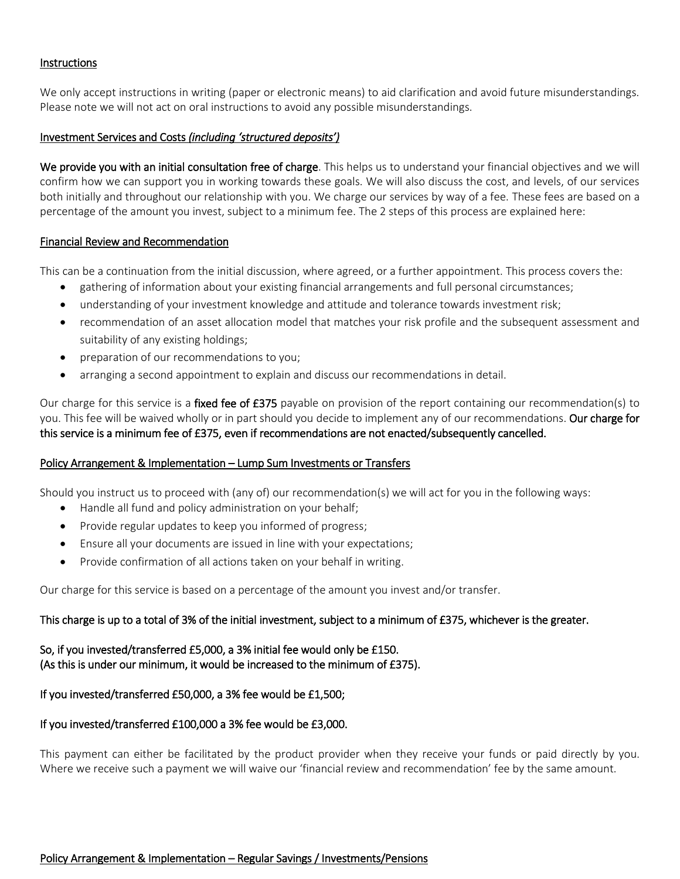## Instructions

We only accept instructions in writing (paper or electronic means) to aid clarification and avoid future misunderstandings. Please note we will not act on oral instructions to avoid any possible misunderstandings.

## Investment Services and Costs *(including 'structured deposits')*

**We provide you with an initial consultation free of charge**. This helps us to understand your financial objectives and we will confirm how we can support you in working towards these goals. We will also discuss the cost, and levels, of our services both initially and throughout our relationship with you. We charge our services by way of a fee. These fees are based on a percentage of the amount you invest, subject to a minimum fee. The 2 steps of this process are explained here:

## Financial Review and Recommendation

This can be a continuation from the initial discussion, where agreed, or a further appointment. This process covers the:

- gathering of information about your existing financial arrangements and full personal circumstances;
- understanding of your investment knowledge and attitude and tolerance towards investment risk;
- recommendation of an asset allocation model that matches your risk profile and the subsequent assessment and suitability of any existing holdings;
- preparation of our recommendations to you;
- arranging a second appointment to explain and discuss our recommendations in detail.

Our charge for this service is a **fixed fee of £375** payable on provision of the report containing our recommendation(s) to you. This fee will be waived wholly or in part should you decide to implement any of our recommendations. **Our charge for this service is a minimum fee of £375, even if recommendations are not enacted/subsequently cancelled.**

## Policy Arrangement & Implementation – Lump Sum Investments or Transfers

Should you instruct us to proceed with (any of) our recommendation(s) we will act for you in the following ways:

- Handle all fund and policy administration on your behalf;
- Provide regular updates to keep you informed of progress;
- Ensure all your documents are issued in line with your expectations;
- Provide confirmation of all actions taken on your behalf in writing.

Our charge for this service is based on a percentage of the amount you invest and/or transfer.

**This charge is up to a total of 3% of the initial investment, subject to a minimum of £375, whichever is the greater.**

**So, if you invested/transferred £5,000, a 3% initial fee would only be £150.**
**(As this is under our minimum, it would be increased to the minimum of £375).**

**If you invested/transferred £50,000, a 3% fee would be £1,500;**

**If you invested/transferred £100,000 a 3% fee would be £3,000.**

This payment can either be facilitated by the product provider when they receive your funds or paid directly by you. Where we receive such a payment we will waive our 'financial review and recommendation' fee by the same amount.

## Policy Arrangement & Implementation – Regular Savings / Investments/Pensions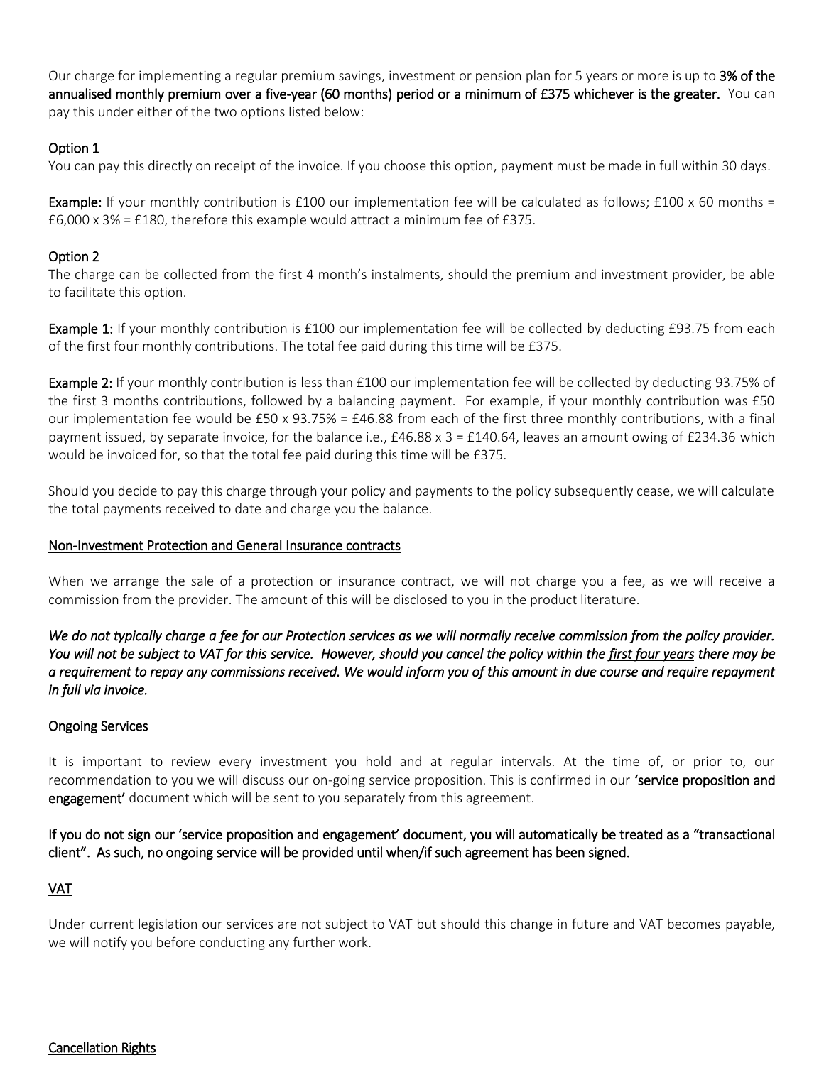Our charge for implementing a regular premium savings, investment or pension plan for 5 years or more is up to **3% of the annualised monthly premium over a five-year (60 months) period or a minimum of £375 whichever is the greater.** You can pay this under either of the two options listed below:

Option 1

You can pay this directly on receipt of the invoice. If you choose this option, payment must be made in full within 30 days.

**Example:** If your monthly contribution is £100 our implementation fee will be calculated as follows; £100 x 60 months = £6,000 x 3% = £180, therefore this example would attract a minimum fee of £375.

Option 2

The charge can be collected from the first 4 month's instalments, should the premium and investment provider, be able to facilitate this option.

**Example 1:** If your monthly contribution is £100 our implementation fee will be collected by deducting £93.75 from each of the first four monthly contributions. The total fee paid during this time will be £375.

**Example 2:** If your monthly contribution is less than £100 our implementation fee will be collected by deducting 93.75% of the first 3 months contributions, followed by a balancing payment. For example, if your monthly contribution was £50 our implementation fee would be £50 x 93.75% = £46.88 from each of the first three monthly contributions, with a final payment issued, by separate invoice, for the balance i.e., £46.88 x 3 = £140.64, leaves an amount owing of £234.36 which would be invoiced for, so that the total fee paid during this time will be £375.

Should you decide to pay this charge through your policy and payments to the policy subsequently cease, we will calculate the total payments received to date and charge you the balance.

## Non-Investment Protection and General Insurance contracts

When we arrange the sale of a protection or insurance contract, we will not charge you a fee, as we will receive a commission from the provider. The amount of this will be disclosed to you in the product literature.

***We do not typically charge a fee for our Protection services as we will normally receive commission from the policy provider. You will not be subject to VAT for this service. However, should you cancel the policy within the first four years there may be a requirement to repay any commissions received. We would inform you of this amount in due course and require repayment in full via invoice.***

## Ongoing Services

It is important to review every investment you hold and at regular intervals. At the time of, or prior to, our recommendation to you we will discuss our on-going service proposition. This is confirmed in our **'service proposition and engagement'** document which will be sent to you separately from this agreement.

**If you do not sign our 'service proposition and engagement' document, you will automatically be treated as a "transactional client". As such, no ongoing service will be provided until when/if such agreement has been signed.**

## VAT

Under current legislation our services are not subject to VAT but should this change in future and VAT becomes payable, we will notify you before conducting any further work.

## Cancellation Rights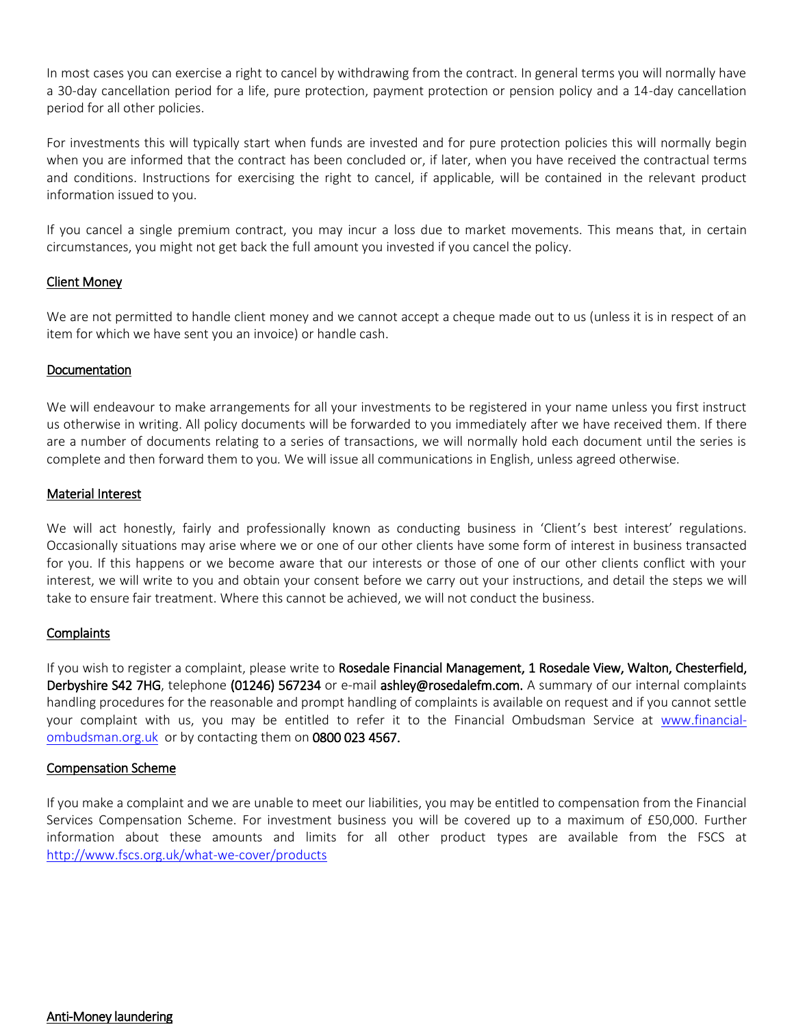In most cases you can exercise a right to cancel by withdrawing from the contract. In general terms you will normally have a 30-day cancellation period for a life, pure protection, payment protection or pension policy and a 14-day cancellation period for all other policies.

For investments this will typically start when funds are invested and for pure protection policies this will normally begin when you are informed that the contract has been concluded or, if later, when you have received the contractual terms and conditions. Instructions for exercising the right to cancel, if applicable, will be contained in the relevant product information issued to you.

If you cancel a single premium contract, you may incur a loss due to market movements. This means that, in certain circumstances, you might not get back the full amount you invested if you cancel the policy.

## Client Money

We are not permitted to handle client money and we cannot accept a cheque made out to us (unless it is in respect of an item for which we have sent you an invoice) or handle cash.

## Documentation

We will endeavour to make arrangements for all your investments to be registered in your name unless you first instruct us otherwise in writing. All policy documents will be forwarded to you immediately after we have received them. If there are a number of documents relating to a series of transactions, we will normally hold each document until the series is complete and then forward them to you. We will issue all communications in English, unless agreed otherwise.

## Material Interest

We will act honestly, fairly and professionally known as conducting business in 'Client's best interest' regulations. Occasionally situations may arise where we or one of our other clients have some form of interest in business transacted for you. If this happens or we become aware that our interests or those of one of our other clients conflict with your interest, we will write to you and obtain your consent before we carry out your instructions, and detail the steps we will take to ensure fair treatment. Where this cannot be achieved, we will not conduct the business.

## Complaints

If you wish to register a complaint, please write to **Rosedale Financial Management, 1 Rosedale View, Walton, Chesterfield, Derbyshire S42 7HG**, telephone **(01246) 567234** or e-mail **ashley@rosedalefm.com.** A summary of our internal complaints handling procedures for the reasonable and prompt handling of complaints is available on request and if you cannot settle your complaint with us, you may be entitled to refer it to the Financial Ombudsman Service at www.financial-ombudsman.org.uk or by contacting them on **0800 023 4567.**

## Compensation Scheme

If you make a complaint and we are unable to meet our liabilities, you may be entitled to compensation from the Financial Services Compensation Scheme. For investment business you will be covered up to a maximum of £50,000. Further information about these amounts and limits for all other product types are available from the FSCS at http://www.fscs.org.uk/what-we-cover/products

## Anti-Money laundering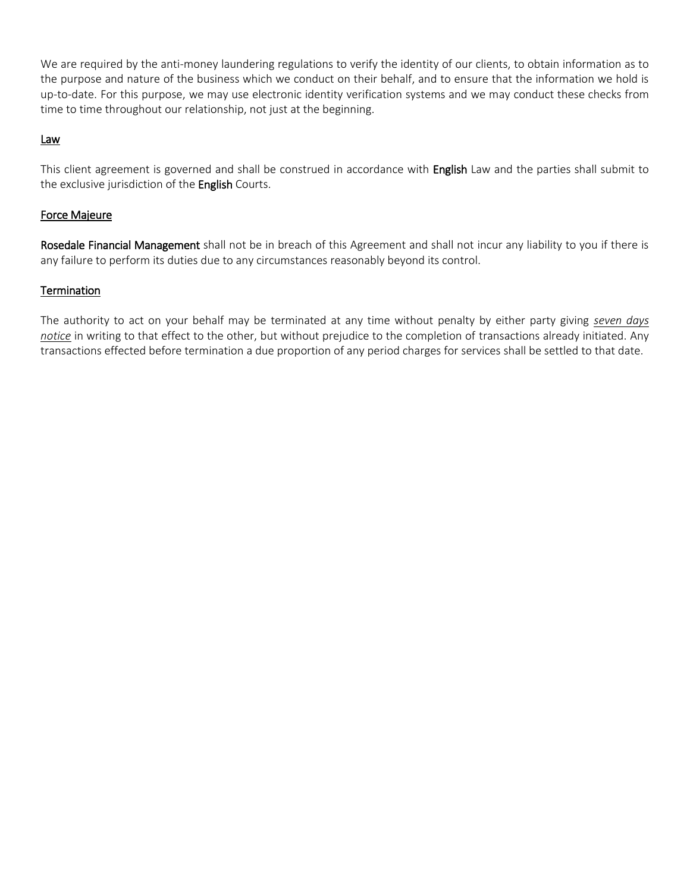We are required by the anti-money laundering regulations to verify the identity of our clients, to obtain information as to the purpose and nature of the business which we conduct on their behalf, and to ensure that the information we hold is up-to-date. For this purpose, we may use electronic identity verification systems and we may conduct these checks from time to time throughout our relationship, not just at the beginning.

## Law

This client agreement is governed and shall be construed in accordance with **English** Law and the parties shall submit to the exclusive jurisdiction of the **English** Courts.

## Force Majeure

**Rosedale Financial Management** shall not be in breach of this Agreement and shall not incur any liability to you if there is any failure to perform its duties due to any circumstances reasonably beyond its control.

## Termination

The authority to act on your behalf may be terminated at any time without penalty by either party giving *seven days notice* in writing to that effect to the other, but without prejudice to the completion of transactions already initiated. Any transactions effected before termination a due proportion of any period charges for services shall be settled to that date.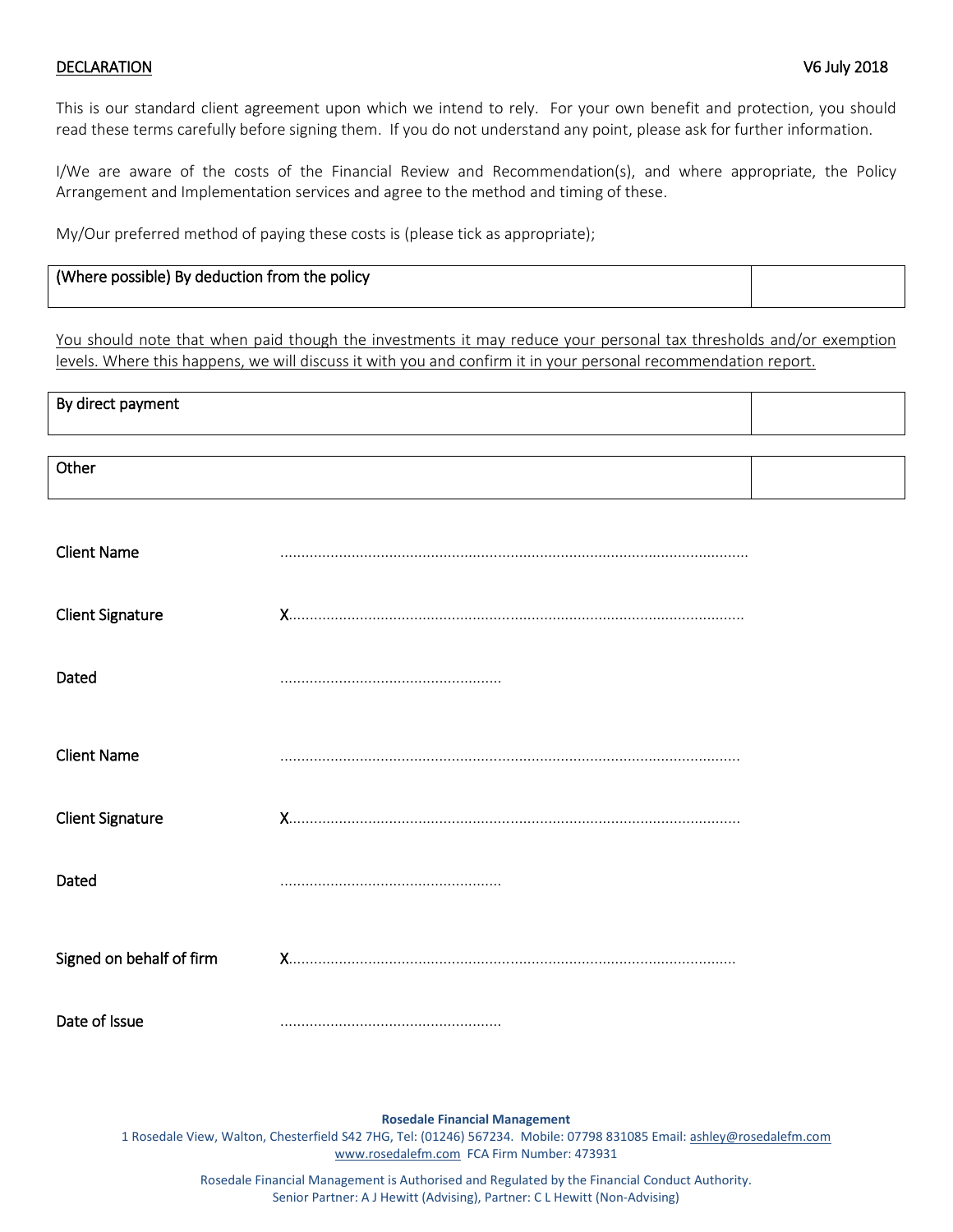## DECLARATION

V6 July 2018

This is our standard client agreement upon which we intend to rely. For your own benefit and protection, you should read these terms carefully before signing them. If you do not understand any point, please ask for further information.

I/We are aware of the costs of the Financial Review and Recommendation(s), and where appropriate, the Policy Arrangement and Implementation services and agree to the method and timing of these.

My/Our preferred method of paying these costs is (please tick as appropriate);

| | |
|---|---|
| (Where possible) By deduction from the policy | |

<u>You should note that when paid though the investments it may reduce your personal tax thresholds and/or exemption levels. Where this happens, we will discuss it with you and confirm it in your personal recommendation report.</u>

| | |
|---|---|
| By direct payment | |

| | |
|---|---|
| Other | |

Client Name ..............................................................................................................

Client Signature X..........................................................................................................

Dated ....................................................

Client Name ..............................................................................................................

Client Signature X..........................................................................................................

Dated ....................................................

Signed on behalf of firm X..........................................................................................................

Date of Issue ....................................................

**Rosedale Financial Management**
1 Rosedale View, Walton, Chesterfield S42 7HG, Tel: (01246) 567234. Mobile: 07798 831085 Email: ashley@rosedalefm.com
www.rosedalefm.com FCA Firm Number: 473931

Rosedale Financial Management is Authorised and Regulated by the Financial Conduct Authority.
Senior Partner: A J Hewitt (Advising), Partner: C L Hewitt (Non-Advising)